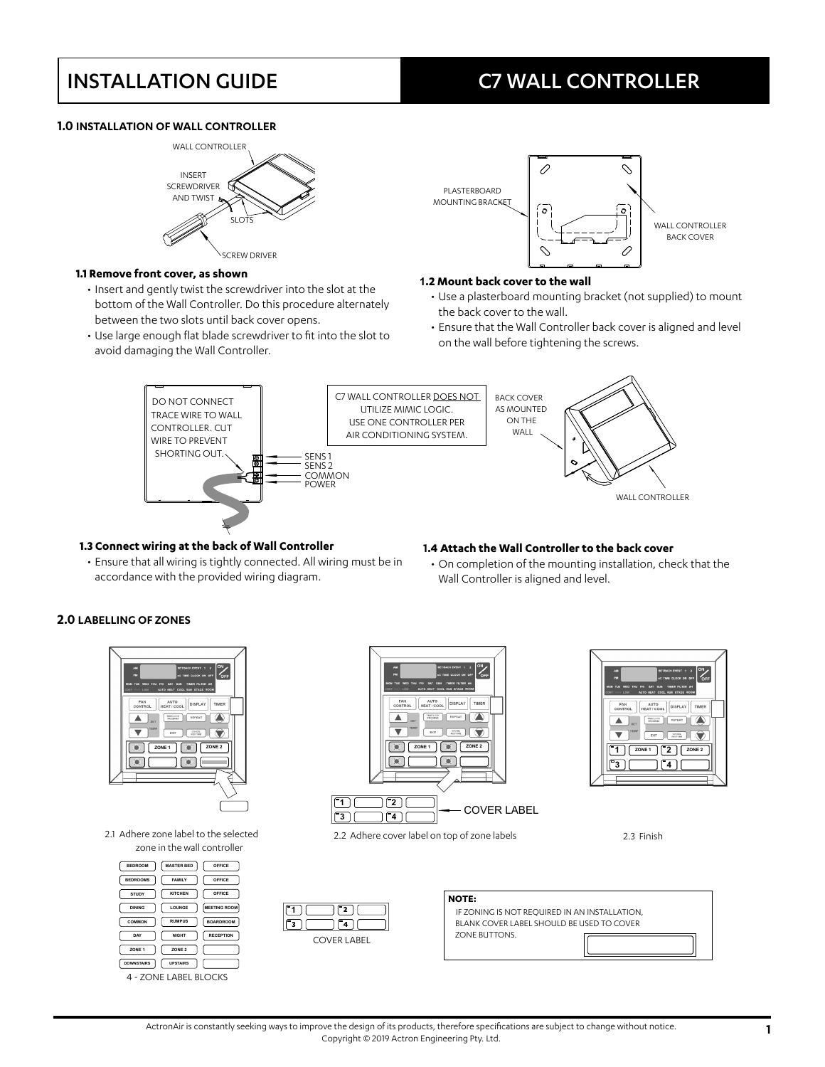# INSTALLATION GUIDE

# C7 WALL CONTROLLER

## 1.0 INSTALLATION OF WALL CONTROLLER

WALL CONTROLLER

INSERT SCREWDRIVER AND TWIST

SLOTS

SCREW DRIVER

### 1.1 Remove front cover, as shown

- Insert and gently twist the screwdriver into the slot at the bottom of the Wall Controller. Do this procedure alternately between the two slots until back cover opens.
- Use large enough flat blade screwdriver to fit into the slot to avoid damaging the Wall Controller.

PLASTERBOARD MOUNTING BRACKET

WALL CONTROLLER BACK COVER

### 1.2 Mount back cover to the wall

- Use a plasterboard mounting bracket (not supplied) to mount the back cover to the wall.
- Ensure that the Wall Controller back cover is aligned and level on the wall before tightening the screws.

DO NOT CONNECT TRACE WIRE TO WALL CONTROLLER. CUT WIRE TO PREVENT SHORTING OUT.

SENS 1
SENS 2
COMMON
POWER

C7 WALL CONTROLLER DOES NOT UTILIZE MIMIC LOGIC. USE ONE CONTROLLER PER AIR CONDITIONING SYSTEM.

BACK COVER AS MOUNTED ON THE WALL

WALL CONTROLLER

### 1.3 Connect wiring at the back of Wall Controller

- Ensure that all wiring is tightly connected. All wiring must be in accordance with the provided wiring diagram.

### 1.4 Attach the Wall Controller to the back cover

- On completion of the mounting installation, check that the Wall Controller is aligned and level.

## 2.0 LABELLING OF ZONES

2.1 Adhere zone label to the selected zone in the wall controller

| BEDROOM | MASTER BED | OFFICE |
|---|---|---|
| BEDROOMS | FAMILY | OFFICE |
| STUDY | KITCHEN | OFFICE |
| DINING | LOUNGE | MEETING ROOM |
| COMMON | RUMPUS | BOARDROOM |
| DAY | NIGHT | RECEPTION |
| ZONE 1 | ZONE 2 | |
| DOWNSTAIRS | UPSTAIRS | |

4 - ZONE LABEL BLOCKS

COVER LABEL

2.2 Adhere cover label on top of zone labels

COVER LABEL

2.3 Finish

**NOTE:**

IF ZONING IS NOT REQUIRED IN AN INSTALLATION, BLANK COVER LABEL SHOULD BE USED TO COVER ZONE BUTTONS.

ActronAir is constantly seeking ways to improve the design of its products, therefore specifications are subject to change without notice.
Copyright © 2019 Actron Engineering Pty. Ltd.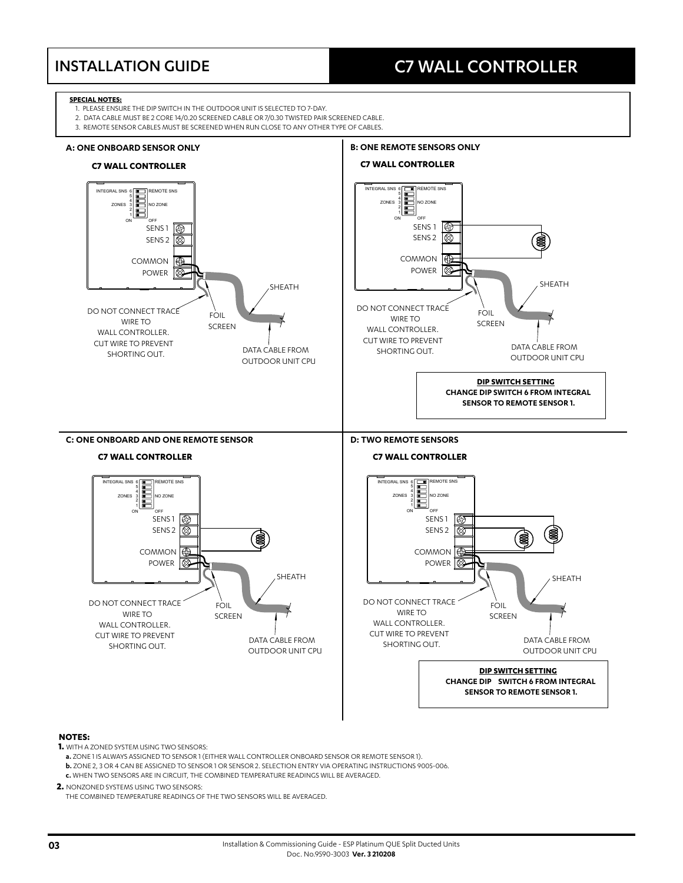# INSTALLATION GUIDE

# C7 WALL CONTROLLER

**SPECIAL NOTES:**

1. PLEASE ENSURE THE DIP SWITCH IN THE OUTDOOR UNIT IS SELECTED TO 7-DAY.
2. DATA CABLE MUST BE 2 CORE 14/0.20 SCREENED CABLE OR 7/0.30 TWISTED PAIR SCREENED CABLE.
3. REMOTE SENSOR CABLES MUST BE SCREENED WHEN RUN CLOSE TO ANY OTHER TYPE OF CABLES.

### A: ONE ONBOARD SENSOR ONLY

**C7 WALL CONTROLLER**

INTEGRAL SNS 6 REMOTE SNS, 5, 4, ZONES 3 NO ZONE, 2, 1, ON OFF

SENS 1, SENS 2, COMMON, POWER

SHEATH

DO NOT CONNECT TRACE WIRE TO WALL CONTROLLER. CUT WIRE TO PREVENT SHORTING OUT.

FOIL SCREEN

DATA CABLE FROM OUTDOOR UNIT CPU

### B: ONE REMOTE SENSORS ONLY

**C7 WALL CONTROLLER**

INTEGRAL SNS 6 REMOTE SNS, 5, 4, ZONES 3 NO ZONE, 2, 1, ON OFF

SENS 1, SENS 2, COMMON, POWER

SHEATH

DO NOT CONNECT TRACE WIRE TO WALL CONTROLLER. CUT WIRE TO PREVENT SHORTING OUT.

FOIL SCREEN

DATA CABLE FROM OUTDOOR UNIT CPU

**DIP SWITCH SETTING**
**CHANGE DIP SWITCH 6 FROM INTEGRAL SENSOR TO REMOTE SENSOR 1.**

### C: ONE ONBOARD AND ONE REMOTE SENSOR

**C7 WALL CONTROLLER**

INTEGRAL SNS 6 REMOTE SNS, 5, 4, ZONES 3 NO ZONE, 2, 1, ON OFF

SENS 1, SENS 2, COMMON, POWER

SHEATH

DO NOT CONNECT TRACE WIRE TO WALL CONTROLLER. CUT WIRE TO PREVENT SHORTING OUT.

FOIL SCREEN

DATA CABLE FROM OUTDOOR UNIT CPU

### D: TWO REMOTE SENSORS

**C7 WALL CONTROLLER**

INTEGRAL SNS 6 REMOTE SNS, 5, 4, ZONES 3 NO ZONE, 2, 1, ON OFF

SENS 1, SENS 2, COMMON, POWER

SHEATH

DO NOT CONNECT TRACE WIRE TO WALL CONTROLLER. CUT WIRE TO PREVENT SHORTING OUT.

FOIL SCREEN

DATA CABLE FROM OUTDOOR UNIT CPU

**DIP SWITCH SETTING**
**CHANGE DIP SWITCH 6 FROM INTEGRAL SENSOR TO REMOTE SENSOR 1.**

**NOTES:**

**1.** WITH A ZONED SYSTEM USING TWO SENSORS:

**a.** ZONE 1 IS ALWAYS ASSIGNED TO SENSOR 1 (EITHER WALL CONTROLLER ONBOARD SENSOR OR REMOTE SENSOR 1).

**b.** ZONE 2, 3 OR 4 CAN BE ASSIGNED TO SENSOR 1 OR SENSOR 2. SELECTION ENTRY VIA OPERATING INSTRUCTIONS 9005-006.

**c.** WHEN TWO SENSORS ARE IN CIRCUIT, THE COMBINED TEMPERATURE READINGS WILL BE AVERAGED.

**2.** NONZONED SYSTEMS USING TWO SENSORS:

THE COMBINED TEMPERATURE READINGS OF THE TWO SENSORS WILL BE AVERAGED.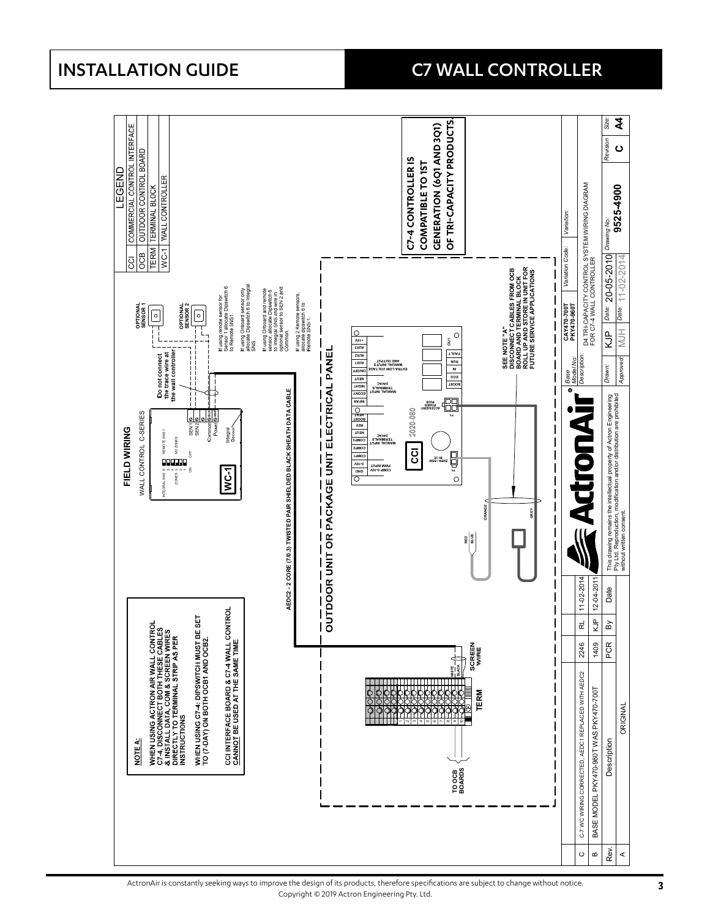# FIELD WIRING

WALL CONTROL C-SERIES

**NOTE A:**

**WHEN USING ACTRON AIR WALL CONTROL C7-4, DISCONNECT BOTH THESE CABLES & INSTALL DATA, COM & SCREEN WIRES DIRECTLY TO TERMINAL STRIP AS PER INSTRUCTIONS**

**WHEN USING C7-4: DIPSWITCH MUST BE SET TO (7-DAY) ON BOTH OCB1 AND OCB2.**

**CCI INTERFACE BOARD & C7-4 WALL CONTROL CANNOT BE USED AT THE SAME TIME**

| LEGEND | |
|---|---|
| CCI | COMMERCIAL CONTROL INTERFACE |
| OCB | OUTDOOR CONTROL BOARD |
| TERM | TERMINAL BLOCK |
| WC-1 | WALL CONTROLLER |

**Do not connect the trace wire at the wall controller**

**OPTIONAL SENSOR 1**

**OPTIONAL SENSOR 2**

If using remote sensor for Sensor 1 allocate Dipswitch 6 to Remote SNS1.

If using Onboard sensor only allocate Dipswitch 6 to Integral SNS.

If using Onboard and remote sensor, allocate Dipswitch 6 to Integral SNS and wire in optional sensor to SEN 2 and Common.

If using 2 Remote sensors, allocate dipswitch 6 to Remote SNS 1.

**AEDC2 - 2 CORE (7/0.3) TWISTED PAIR SHIELDED BLACK SHEATH DATA CABLE**

**OUTDOOR UNIT OR PACKAGE UNIT ELECTRICAL PANEL**

**C7-4 CONTROLLER IS COMPATIBLE TO 1ST GENERATION (6Q1 AND 3Q1) OF TRI-CAPACITY PRODUCTS.**

**SEE NOTE "A" DISCONNECT CABLES FROM OCB BOARD AND TERMINAL BLOCK ROLL UP AND STORE IN UNIT FOR FUTURE SERVICE APPLICATIONS**

**TO OCB BOARDS**

**TERM**

**SCREEN WIRE**

| Rev. | Description | PCR | By | Date |
|---|---|---|---|---|
| C | C-7 WC WIRING CORRECTED, AEDC1 REPLACED WITH AEDC2 | 2246 | RL | 11-02-2014 |
| B | BASE MODEL PKY470-960T WAS PKY470-700T | 1409 | KJP | 12-04-2011 |
| A | ORIGINAL | | | |

This drawing remains the intellectual property of Actron Engineering Pty Ltd. Reproduction, modification and/or distribution are prohibited without written consent.

| Base Model No: | CAY470-700T PKY470-960T | Variation Code: | | Variation: |
|---|---|---|---|---|
| Description: | D4 TRI-CAPACITY CONTROL SYSTEM WIRING DIAGRAM FOR C7-4 WALL CONTROLLER | | | |
| Drawn: | KJP | Date: 20-05-2010 | Drawing No: 9525-4900 | Revision: C | Size: A4 |
| Approved: | MJH | Date: 11-02-2014 | | | |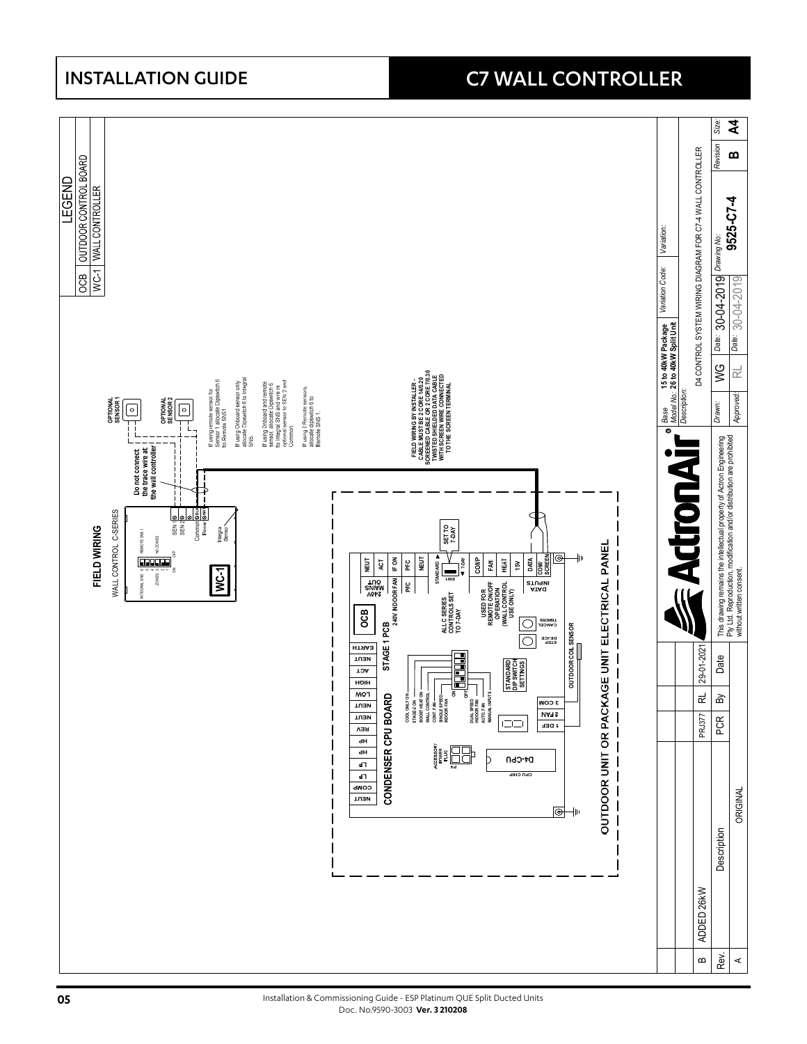# INSTALLATION GUIDE

# C7 WALL CONTROLLER

**FIELD WIRING**

WALL CONTROL C-SERIES

WC-1

INTEGRAL SNS 6, REMOTE SNS 1, ZONES 3 2 1, NO ZONES

ON OFF

SEN 1, SEN 2, Common, Power

Integral Sensor

Do not connect the trace wire at the wall controller

OPTIONAL SENSOR 1

OPTIONAL SENSOR 2

If using remote sensor for Sensor 1 allocate Dipswitch 6 to Remote SNS1.

If using Onboard sensor only allocate Dipswitch 6 to Integral SNS.

If using Onboard and remote sensor, allocate Dipswitch 6 to Integral SNS and wire in optional sensor to SEN 2 and Common.

If using 2 Remote sensors, allocate dipswitch 6 to Remote SNS 1.

FIELD WIRING BY INSTALLER - CABLE MUST BE 2 CORE 14/0.20 SCREENED CABLE OR 2 CORE 7/0.30 TWISTED SHIELDED DATA CABLE WITH SCREEN WIRE CONNECTED TO THE SCREEN TERMINAL

**OUTDOOR UNIT OR PACKAGE UNIT ELECTRICAL PANEL**

**CONDENSER CPU BOARD**

**STAGE 1 PCB**

OCB

NEUT, COMP, LP, LP, HP, HP, REV, NEUT, NEUT, LOW, HIGH, ACT, NEUT, EARTH

ACCESSORY POWER PLUG

D4-CPU

CPU CHIP

COOL ONLY ON, STAGE 2 ON, BOOST HEAT ON, WALL CONTROL, CONT. FAN, SINGLE SPEED INDOOR FAN, DUAL SPEED INDOOR FAN, AUTO. FAN, MANUAL INPUTS

ON OFF

STANDARD DIP SWITCH SETTINGS

1 DEF, 2 FAN, 3 COM

STEP DE-ICE, CANCEL TIMERS

OUTDOOR COIL SENSOR

240V MAINS OUT, 240V INDOOR FAN, PFC

NEUT, ACT, IF ON, PFC, NEUT

ALL C SERIES CONTROLS SET TO 7-DAY

SW1 STANDARD, 7-DAY

SET TO 7-DAY

USED FOR REMOTE ON/OFF OPERATION (WALL CONTROL USE ONLY)

COMP, FAN, HEAT, 15V

DATA INPUTS

DATA, COM/SCREEN

| LEGEND | |
|---|---|
| OCB | OUTDOOR CONTROL BOARD |
| WC-1 | WALL CONTROLLER |

ActronAir®

| Rev. | Description | PCR | By | Date |
|---|---|---|---|---|
| B | ADDED 26kW | PRJ377 | RL | 29-01-2021 |
| A | ORIGINAL | | | |

| | | | |
|---|---|---|---|
| Base Model No: | 15 to 40kW Package, 26 to 40kW Split Unit | Variation Code: | Variation: |
| Description: | D4 CONTROL SYSTEM WIRING DIAGRAM FOR C7-4 WALL CONTROLLER | | |
| Drawn: | WG | Date: | 30-04-2019 |
| Approved: | RL | Date: | 30-04-2019 |
| Drawing No: | 9525-C7-4 | Revision: B | Size: A4 |

This drawing remains the intellectual property of Actron Engineering Pty Ltd. Reproduction, modification and/or distribution are prohibited without written consent.